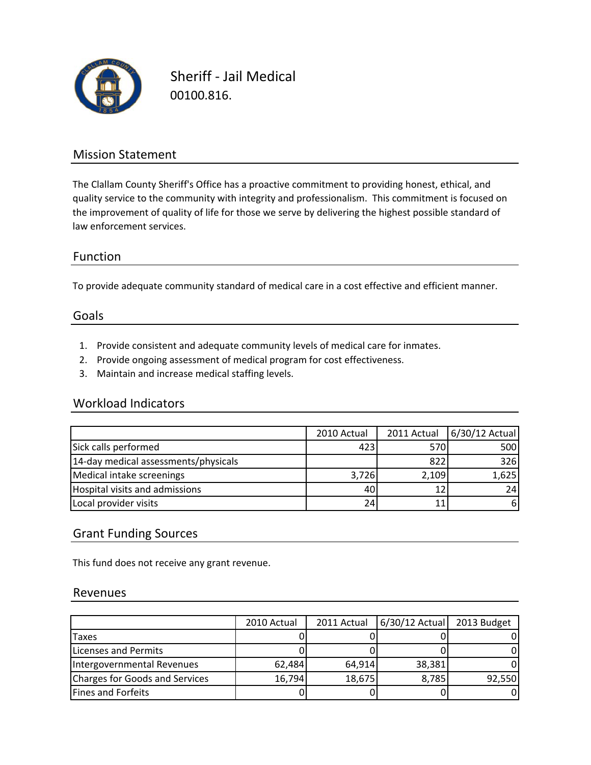# Sheriff - Jail Medical

00100.816.

## Mission Statement

The Clallam County Sheriff's Office has a proactive commitment to providing honest, ethical, and quality service to the community with integrity and professionalism. This commitment is focused on the improvement of quality of life for those we serve by delivering the highest possible standard of law enforcement services.

## Function

To provide adequate community standard of medical care in a cost effective and efficient manner.

## Goals

1. Provide consistent and adequate community levels of medical care for inmates.
2. Provide ongoing assessment of medical program for cost effectiveness.
3. Maintain and increase medical staffing levels.

## Workload Indicators

| | 2010 Actual | 2011 Actual | 6/30/12 Actual |
|---|---|---|---|
| Sick calls performed | 423 | 570 | 500 |
| 14-day medical assessments/physicals | | 822 | 326 |
| Medical intake screenings | 3,726 | 2,109 | 1,625 |
| Hospital visits and admissions | 40 | 12 | 24 |
| Local provider visits | 24 | 11 | 6 |

## Grant Funding Sources

This fund does not receive any grant revenue.

## Revenues

| | 2010 Actual | 2011 Actual | 6/30/12 Actual | 2013 Budget |
|---|---|---|---|---|
| Taxes | 0 | 0 | 0 | 0 |
| Licenses and Permits | 0 | 0 | 0 | 0 |
| Intergovernmental Revenues | 62,484 | 64,914 | 38,381 | 0 |
| Charges for Goods and Services | 16,794 | 18,675 | 8,785 | 92,550 |
| Fines and Forfeits | 0 | 0 | 0 | 0 |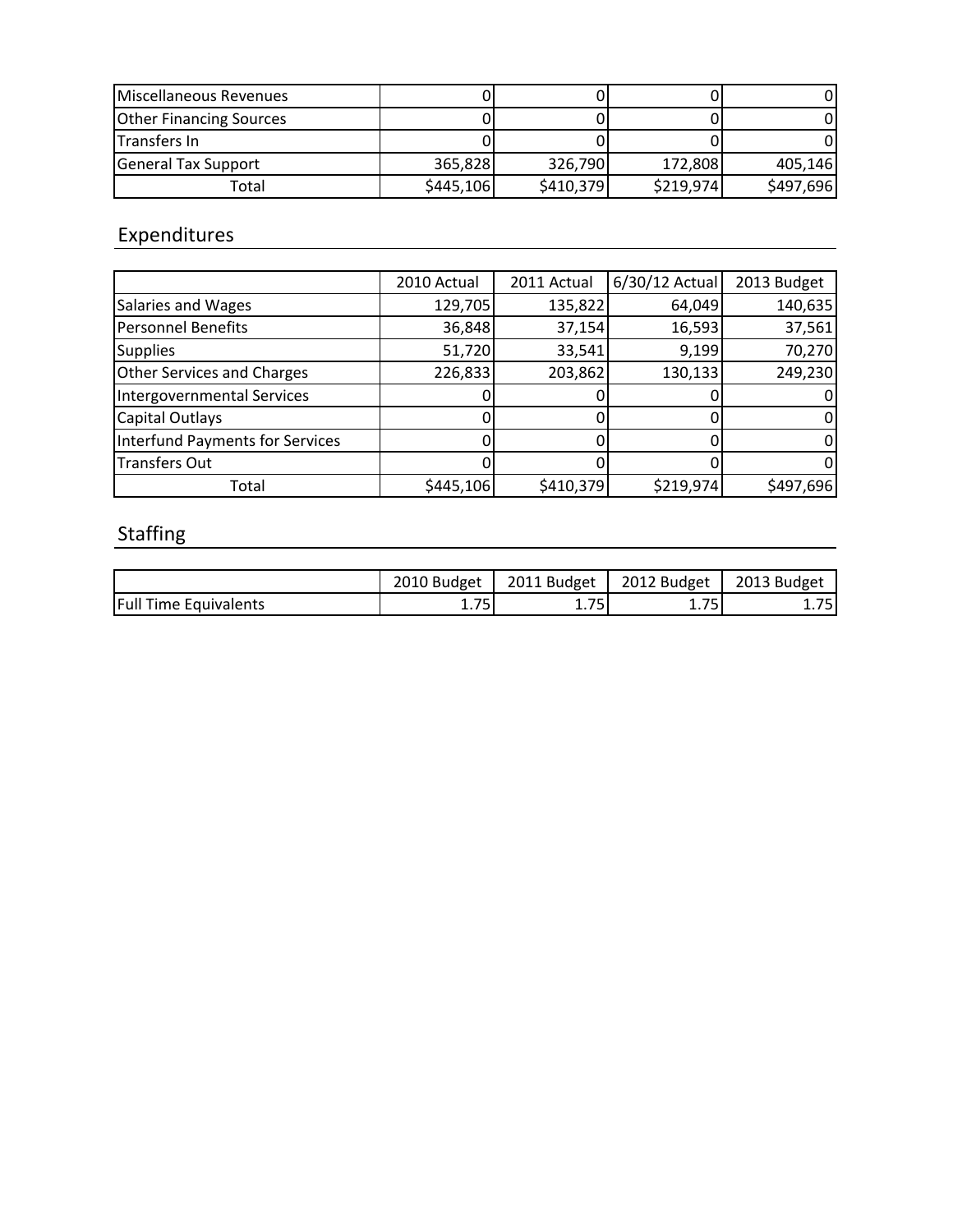| | | | | |
|---|---|---|---|---|
| Miscellaneous Revenues | 0 | 0 | 0 | 0 |
| Other Financing Sources | 0 | 0 | 0 | 0 |
| Transfers In | 0 | 0 | 0 | 0 |
| General Tax Support | 365,828 | 326,790 | 172,808 | 405,146 |
| Total | $445,106 | $410,379 | $219,974 | $497,696 |

## Expenditures

| | 2010 Actual | 2011 Actual | 6/30/12 Actual | 2013 Budget |
|---|---|---|---|---|
| Salaries and Wages | 129,705 | 135,822 | 64,049 | 140,635 |
| Personnel Benefits | 36,848 | 37,154 | 16,593 | 37,561 |
| Supplies | 51,720 | 33,541 | 9,199 | 70,270 |
| Other Services and Charges | 226,833 | 203,862 | 130,133 | 249,230 |
| Intergovernmental Services | 0 | 0 | 0 | 0 |
| Capital Outlays | 0 | 0 | 0 | 0 |
| Interfund Payments for Services | 0 | 0 | 0 | 0 |
| Transfers Out | 0 | 0 | 0 | 0 |
| Total | $445,106 | $410,379 | $219,974 | $497,696 |

## Staffing

| | 2010 Budget | 2011 Budget | 2012 Budget | 2013 Budget |
|---|---|---|---|---|
| Full Time Equivalents | 1.75 | 1.75 | 1.75 | 1.75 |